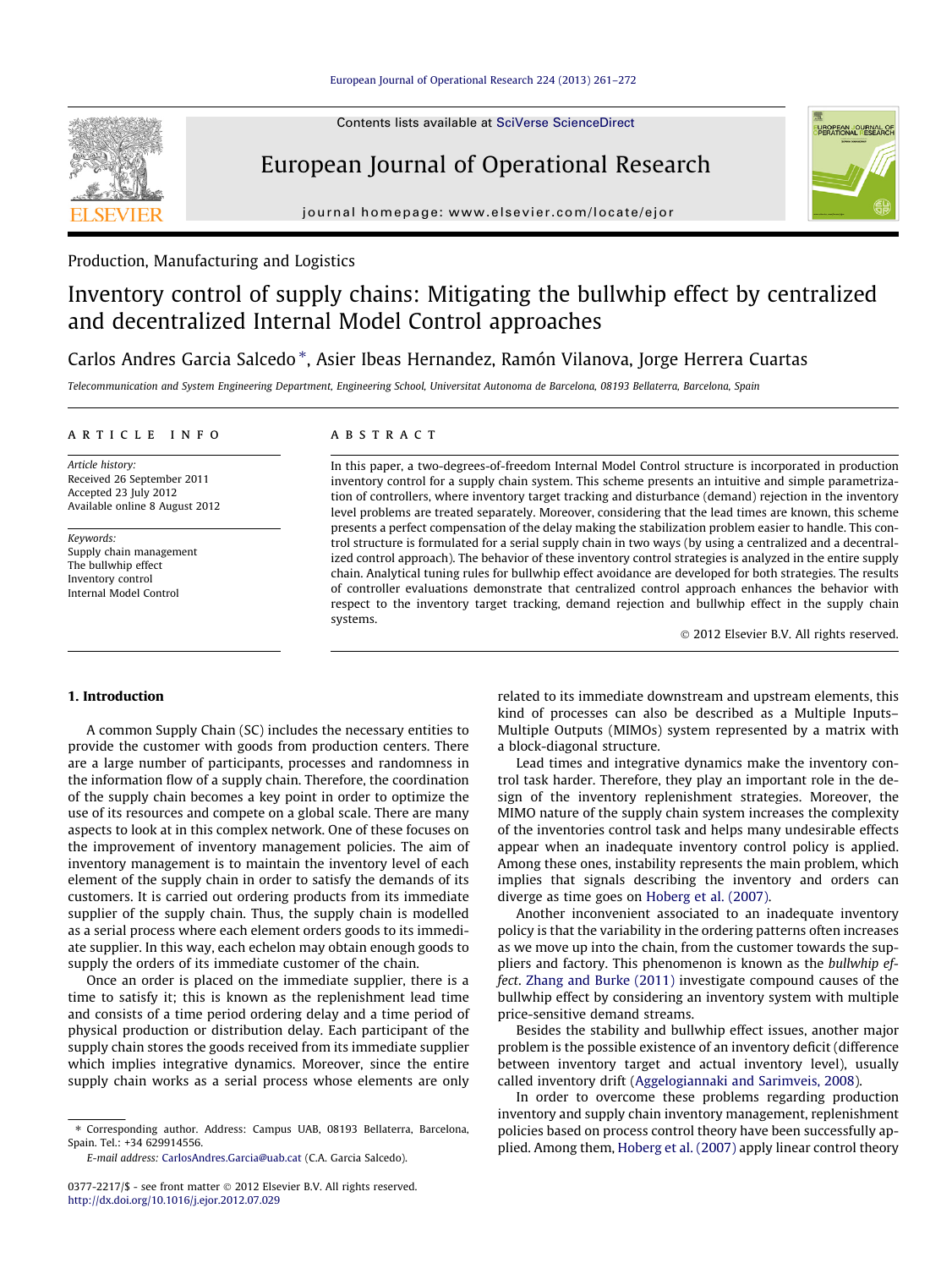Production, Manufacturing and Logistics

# Inventory control of supply chains: Mitigating the bullwhip effect by centralized and decentralized Internal Model Control approaches

Carlos Andres Garcia Salcedo *, Asier Ibeas Hernandez, Ramón Vilanova, Jorge Herrera Cuartas

*Telecommunication and System Engineering Department, Engineering School, Universitat Autonoma de Barcelona, 08193 Bellaterra, Barcelona, Spain*

**ARTICLE INFO**

*Article history:*
Received 26 September 2011
Accepted 23 July 2012
Available online 8 August 2012

*Keywords:*
Supply chain management
The bullwhip effect
Inventory control
Internal Model Control

**ABSTRACT**

In this paper, a two-degrees-of-freedom Internal Model Control structure is incorporated in production inventory control for a supply chain system. This scheme presents an intuitive and simple parametrization of controllers, where inventory target tracking and disturbance (demand) rejection in the inventory level problems are treated separately. Moreover, considering that the lead times are known, this scheme presents a perfect compensation of the delay making the stabilization problem easier to handle. This control structure is formulated for a serial supply chain in two ways (by using a centralized and a decentralized control approach). The behavior of these inventory control strategies is analyzed in the entire supply chain. Analytical tuning rules for bullwhip effect avoidance are developed for both strategies. The results of controller evaluations demonstrate that centralized control approach enhances the behavior with respect to the inventory target tracking, demand rejection and bullwhip effect in the supply chain systems.

© 2012 Elsevier B.V. All rights reserved.

## 1. Introduction

A common Supply Chain (SC) includes the necessary entities to provide the customer with goods from production centers. There are a large number of participants, processes and randomness in the information flow of a supply chain. Therefore, the coordination of the supply chain becomes a key point in order to optimize the use of its resources and compete on a global scale. There are many aspects to look at in this complex network. One of these focuses on the improvement of inventory management policies. The aim of inventory management is to maintain the inventory level of each element of the supply chain in order to satisfy the demands of its customers. It is carried out ordering products from its immediate supplier of the supply chain. Thus, the supply chain is modelled as a serial process where each element orders goods to its immediate supplier. In this way, each echelon may obtain enough goods to supply the orders of its immediate customer of the chain.

Once an order is placed on the immediate supplier, there is a time to satisfy it; this is known as the replenishment lead time and consists of a time period ordering delay and a time period of physical production or distribution delay. Each participant of the supply chain stores the goods received from its immediate supplier which implies integrative dynamics. Moreover, since the entire supply chain works as a serial process whose elements are only related to its immediate downstream and upstream elements, this kind of processes can also be described as a Multiple Inputs–Multiple Outputs (MIMOs) system represented by a matrix with a block-diagonal structure.

Lead times and integrative dynamics make the inventory control task harder. Therefore, they play an important role in the design of the inventory replenishment strategies. Moreover, the MIMO nature of the supply chain system increases the complexity of the inventories control task and helps many undesirable effects appear when an inadequate inventory control policy is applied. Among these ones, instability represents the main problem, which implies that signals describing the inventory and orders can diverge as time goes on Hoberg et al. (2007).

Another inconvenient associated to an inadequate inventory policy is that the variability in the ordering patterns often increases as we move up into the chain, from the customer towards the suppliers and factory. This phenomenon is known as the *bullwhip effect*. Zhang and Burke (2011) investigate compound causes of the bullwhip effect by considering an inventory system with multiple price-sensitive demand streams.

Besides the stability and bullwhip effect issues, another major problem is the possible existence of an inventory deficit (difference between inventory target and actual inventory level), usually called inventory drift (Aggelogiannaki and Sarimveis, 2008).

In order to overcome these problems regarding production inventory and supply chain inventory management, replenishment policies based on process control theory have been successfully applied. Among them, Hoberg et al. (2007) apply linear control theory

---

* Corresponding author. Address: Campus UAB, 08193 Bellaterra, Barcelona, Spain. Tel.: +34 629914556.
*E-mail address:* CarlosAndres.Garcia@uab.cat (C.A. Garcia Salcedo).

0377-2217/$ - see front matter © 2012 Elsevier B.V. All rights reserved.
http://dx.doi.org/10.1016/j.ejor.2012.07.029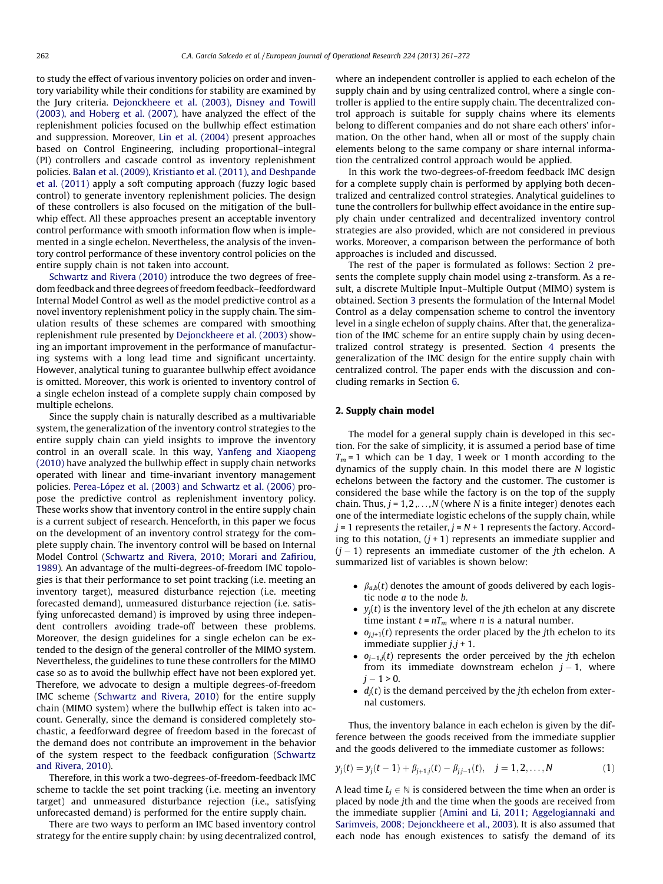to study the effect of various inventory policies on order and inventory variability while their conditions for stability are examined by the Jury criteria. Dejonckheere et al. (2003), Disney and Towill (2003), and Hoberg et al. (2007), have analyzed the effect of the replenishment policies focused on the bullwhip effect estimation and suppression. Moreover, Lin et al. (2004) present approaches based on Control Engineering, including proportional–integral (PI) controllers and cascade control as inventory replenishment policies. Balan et al. (2009), Kristianto et al. (2011), and Deshpande et al. (2011) apply a soft computing approach (fuzzy logic based control) to generate inventory replenishment policies. The design of these controllers is also focused on the mitigation of the bullwhip effect. All these approaches present an acceptable inventory control performance with smooth information flow when is implemented in a single echelon. Nevertheless, the analysis of the inventory control performance of these inventory control policies on the entire supply chain is not taken into account.

Schwartz and Rivera (2010) introduce the two degrees of freedom feedback and three degrees of freedom feedback–feedfordward Internal Model Control as well as the model predictive control as a novel inventory replenishment policy in the supply chain. The simulation results of these schemes are compared with smoothing replenishment rule presented by Dejonckheere et al. (2003) showing an important improvement in the performance of manufacturing systems with a long lead time and significant uncertainty. However, analytical tuning to guarantee bullwhip effect avoidance is omitted. Moreover, this work is oriented to inventory control of a single echelon instead of a complete supply chain composed by multiple echelons.

Since the supply chain is naturally described as a multivariable system, the generalization of the inventory control strategies to the entire supply chain can yield insights to improve the inventory control in an overall scale. In this way, Yanfeng and Xiaopeng (2010) have analyzed the bullwhip effect in supply chain networks operated with linear and time-invariant inventory management policies. Perea-López et al. (2003) and Schwartz et al. (2006) propose the predictive control as replenishment inventory policy. These works show that inventory control in the entire supply chain is a current subject of research. Henceforth, in this paper we focus on the development of an inventory control strategy for the complete supply chain. The inventory control will be based on Internal Model Control (Schwartz and Rivera, 2010; Morari and Zafiriou, 1989). An advantage of the multi-degrees-of-freedom IMC topologies is that their performance to set point tracking (i.e. meeting an inventory target), measured disturbance rejection (i.e. meeting forecasted demand), unmeasured disturbance rejection (i.e. satisfying unforecasted demand) is improved by using three independent controllers avoiding trade-off between these problems. Moreover, the design guidelines for a single echelon can be extended to the design of the general controller of the MIMO system. Nevertheless, the guidelines to tune these controllers for the MIMO case so as to avoid the bullwhip effect have not been explored yet. Therefore, we advocate to design a multiple degrees-of-freedom IMC scheme (Schwartz and Rivera, 2010) for the entire supply chain (MIMO system) where the bullwhip effect is taken into account. Generally, since the demand is considered completely stochastic, a feedforward degree of freedom based in the forecast of the demand does not contribute an improvement in the behavior of the system respect to the feedback configuration (Schwartz and Rivera, 2010).

Therefore, in this work a two-degrees-of-freedom-feedback IMC scheme to tackle the set point tracking (i.e. meeting an inventory target) and unmeasured disturbance rejection (i.e., satisfying unforecasted demand) is performed for the entire supply chain.

There are two ways to perform an IMC based inventory control strategy for the entire supply chain: by using decentralized control, where an independent controller is applied to each echelon of the supply chain and by using centralized control, where a single controller is applied to the entire supply chain. The decentralized control approach is suitable for supply chains where its elements belong to different companies and do not share each others' information. On the other hand, when all or most of the supply chain elements belong to the same company or share internal information the centralized control approach would be applied.

In this work the two-degrees-of-freedom feedback IMC design for a complete supply chain is performed by applying both decentralized and centralized control strategies. Analytical guidelines to tune the controllers for bullwhip effect avoidance in the entire supply chain under centralized and decentralized inventory control strategies are also provided, which are not considered in previous works. Moreover, a comparison between the performance of both approaches is included and discussed.

The rest of the paper is formulated as follows: Section 2 presents the complete supply chain model using z-transform. As a result, a discrete Multiple Input–Multiple Output (MIMO) system is obtained. Section 3 presents the formulation of the Internal Model Control as a delay compensation scheme to control the inventory level in a single echelon of supply chains. After that, the generalization of the IMC scheme for an entire supply chain by using decentralized control strategy is presented. Section 4 presents the generalization of the IMC design for the entire supply chain with centralized control. The paper ends with the discussion and concluding remarks in Section 6.

## 2. Supply chain model

The model for a general supply chain is developed in this section. For the sake of simplicity, it is assumed a period base of time $T_m = 1$ which can be 1 day, 1 week or 1 month according to the dynamics of the supply chain. In this model there are $N$ logistic echelons between the factory and the customer. The customer is considered the base while the factory is on the top of the supply chain. Thus, $j = 1,2,\ldots,N$ (where $N$ is a finite integer) denotes each one of the intermediate logistic echelons of the supply chain, while $j = 1$ represents the retailer, $j = N + 1$ represents the factory. According to this notation, $(j + 1)$ represents an immediate supplier and $(j - 1)$ represents an immediate customer of the $j$th echelon. A summarized list of variables is shown below:

- $\beta_{a,b}(t)$ denotes the amount of goods delivered by each logistic node $a$ to the node $b$.
- $y_j(t)$ is the inventory level of the $j$th echelon at any discrete time instant $t = nT_m$ where $n$ is a natural number.
- $o_{j,j+1}(t)$ represents the order placed by the $j$th echelon to its immediate supplier $j,j + 1$.
- $o_{j-1,j}(t)$ represents the order perceived by the $j$th echelon from its immediate downstream echelon $j - 1$, where $j - 1 > 0$.
- $d_j(t)$ is the demand perceived by the $j$th echelon from external customers.

Thus, the inventory balance in each echelon is given by the difference between the goods received from the immediate supplier and the goods delivered to the immediate customer as follows:

$$y_j(t) = y_j(t-1) + \beta_{j+1,j}(t) - \beta_{j,j-1}(t), \quad j = 1,2,\ldots,N \tag{1}$$

A lead time $L_j \in \mathbb{N}$ is considered between the time when an order is placed by node $j$th and the time when the goods are received from the immediate supplier (Amini and Li, 2011; Aggelogiannaki and Sarimveis, 2008; Dejonckheere et al., 2003). It is also assumed that each node has enough existences to satisfy the demand of its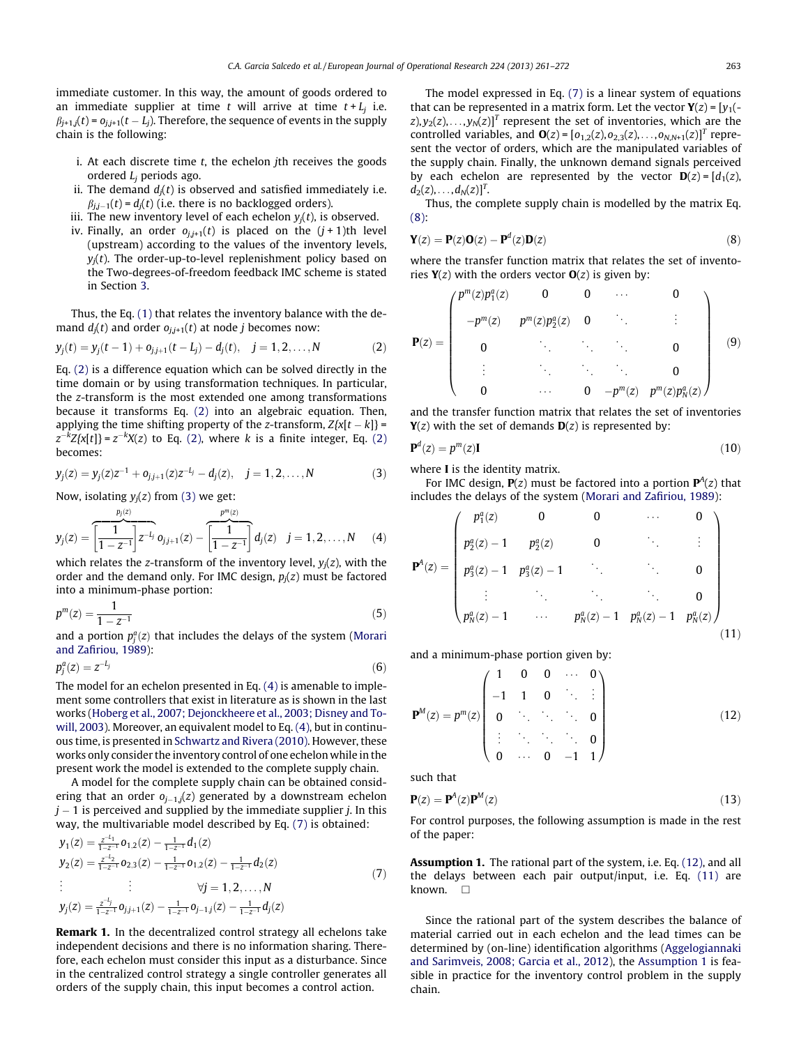immediate customer. In this way, the amount of goods ordered to an immediate supplier at time $t$ will arrive at time $t + L_j$ i.e. $\beta_{j+1,j}(t) = o_{j,j+1}(t - L_j)$. Therefore, the sequence of events in the supply chain is the following:

i. At each discrete time $t$, the echelon $j$th receives the goods ordered $L_j$ periods ago.
ii. The demand $d_j(t)$ is observed and satisfied immediately i.e. $\beta_{j,j-1}(t) = d_j(t)$ (i.e. there is no backlogged orders).
iii. The new inventory level of each echelon $y_j(t)$, is observed.
iv. Finally, an order $o_{j,j+1}(t)$ is placed on the $(j + 1)$th level (upstream) according to the values of the inventory levels, $y_j(t)$. The order-up-to-level replenishment policy based on the Two-degrees-of-freedom feedback IMC scheme is stated in Section 3.

Thus, the Eq. (1) that relates the inventory balance with the demand $d_j(t)$ and order $o_{j,j+1}(t)$ at node $j$ becomes now:

$$y_j(t) = y_j(t-1) + o_{j,j+1}(t - L_j) - d_j(t), \quad j = 1, 2, \ldots, N \tag{2}$$

Eq. (2) is a difference equation which can be solved directly in the time domain or by using transformation techniques. In particular, the z-transform is the most extended one among transformations because it transforms Eq. (2) into an algebraic equation. Then, applying the time shifting property of the z-transform, $Z\{x[t-k]\} = z^{-k}Z\{x[t]\} = z^{-k}X(z)$ to Eq. (2), where $k$ is a finite integer, Eq. (2) becomes:

$$y_j(z) = y_j(z)z^{-1} + o_{j,j+1}(z)z^{-L_j} - d_j(z), \quad j = 1, 2, \ldots, N \tag{3}$$

Now, isolating $y_j(z)$ from (3) we get:

$$y_j(z) = \overbrace{\left[\frac{1}{1 - z^{-1}}\right] z^{-L_j}}^{p_j(z)} o_{j,j+1}(z) - \overbrace{\left[\frac{1}{1 - z^{-1}}\right]}^{p^m(z)} d_j(z) \quad j = 1, 2, \ldots, N \tag{4}$$

which relates the z-transform of the inventory level, $y_j(z)$, with the order and the demand only. For IMC design, $p_j(z)$ must be factored into a minimum-phase portion:

$$p^m(z) = \frac{1}{1 - z^{-1}} \tag{5}$$

and a portion $p_j^a(z)$ that includes the delays of the system (Morari and Zafiriou, 1989):

$$p_j^a(z) = z^{-L_j} \tag{6}$$

The model for an echelon presented in Eq. (4) is amenable to implement some controllers that exist in literature as is shown in the last works (Hoberg et al., 2007; Dejonckheere et al., 2003; Disney and Towill, 2003). Moreover, an equivalent model to Eq. (4), but in continuous time, is presented in Schwartz and Rivera (2010). However, these works only consider the inventory control of one echelon while in the present work the model is extended to the complete supply chain.

A model for the complete supply chain can be obtained considering that an order $o_{j-1,j}(z)$ generated by a downstream echelon $j - 1$ is perceived and supplied by the immediate supplier $j$. In this way, the multivariable model described by Eq. (7) is obtained:

$$\begin{aligned}
y_1(z) &= \tfrac{z^{-L_1}}{1-z^{-1}} o_{1,2}(z) - \tfrac{1}{1-z^{-1}} d_1(z) \\
y_2(z) &= \tfrac{z^{-L_2}}{1-z^{-1}} o_{2,3}(z) - \tfrac{1}{1-z^{-1}} o_{1,2}(z) - \tfrac{1}{1-z^{-1}} d_2(z) \\
&\vdots \qquad\qquad \vdots \qquad\qquad \forall j = 1, 2, \ldots, N \\
y_j(z) &= \tfrac{z^{-L_j}}{1-z^{-1}} o_{j,j+1}(z) - \tfrac{1}{1-z^{-1}} o_{j-1,j}(z) - \tfrac{1}{1-z^{-1}} d_j(z)
\end{aligned} \tag{7}$$

**Remark 1.** In the decentralized control strategy all echelons take independent decisions and there is no information sharing. Therefore, each echelon must consider this input as a disturbance. Since in the centralized control strategy a single controller generates all orders of the supply chain, this input becomes a control action.

The model expressed in Eq. (7) is a linear system of equations that can be represented in a matrix form. Let the vector $\mathbf{Y}(z) = [y_1(z), y_2(z), \ldots, y_N(z)]^T$ represent the set of inventories, which are the controlled variables, and $\mathbf{O}(z) = [o_{1,2}(z), o_{2,3}(z), \ldots, o_{N,N+1}(z)]^T$ represent the vector of orders, which are the manipulated variables of the supply chain. Finally, the unknown demand signals perceived by each echelon are represented by the vector $\mathbf{D}(z) = [d_1(z), d_2(z), \ldots, d_N(z)]^T$.

Thus, the complete supply chain is modelled by the matrix Eq. (8):

$$\mathbf{Y}(z) = \mathbf{P}(z)\mathbf{O}(z) - \mathbf{P}^d(z)\mathbf{D}(z) \tag{8}$$

where the transfer function matrix that relates the set of inventories $\mathbf{Y}(z)$ with the orders vector $\mathbf{O}(z)$ is given by:

$$\mathbf{P}(z) = \begin{pmatrix}
p^m(z)p_1^a(z) & 0 & 0 & \cdots & 0 \\
-p^m(z) & p^m(z)p_2^a(z) & 0 & \ddots & \vdots \\
0 & \ddots & \ddots & \ddots & 0 \\
\vdots & \ddots & \ddots & \ddots & 0 \\
0 & \cdots & 0 & -p^m(z) & p^m(z)p_N^a(z)
\end{pmatrix} \tag{9}$$

and the transfer function matrix that relates the set of inventories $\mathbf{Y}(z)$ with the set of demands $\mathbf{D}(z)$ is represented by:

$$\mathbf{P}^d(z) = p^m(z)\mathbf{I} \tag{10}$$

where $\mathbf{I}$ is the identity matrix.

For IMC design, $\mathbf{P}(z)$ must be factored into a portion $\mathbf{P}^A(z)$ that includes the delays of the system (Morari and Zafiriou, 1989):

$$\mathbf{P}^A(z) = \begin{pmatrix}
p_1^a(z) & 0 & 0 & \cdots & 0 \\
p_2^a(z) - 1 & p_2^a(z) & 0 & \ddots & \vdots \\
p_3^a(z) - 1 & p_3^a(z) - 1 & \ddots & \ddots & 0 \\
\vdots & \ddots & \ddots & \ddots & 0 \\
p_N^a(z) - 1 & \cdots & p_N^a(z) - 1 & p_N^a(z) - 1 & p_N^a(z)
\end{pmatrix} \tag{11}$$

and a minimum-phase portion given by:

$$\mathbf{P}^M(z) = p^m(z)\begin{pmatrix}
1 & 0 & 0 & \cdots & 0 \\
-1 & 1 & 0 & \ddots & \vdots \\
0 & \ddots & \ddots & \ddots & 0 \\
\vdots & \ddots & \ddots & \ddots & 0 \\
0 & \cdots & 0 & -1 & 1
\end{pmatrix} \tag{12}$$

such that

$$\mathbf{P}(z) = \mathbf{P}^A(z)\mathbf{P}^M(z) \tag{13}$$

For control purposes, the following assumption is made in the rest of the paper:

**Assumption 1.** The rational part of the system, i.e. Eq. (12), and all the delays between each pair output/input, i.e. Eq. (11) are known. □

Since the rational part of the system describes the balance of material carried out in each echelon and the lead times can be determined by (on-line) identification algorithms (Aggelogiannaki and Sarimveis, 2008; Garcia et al., 2012), the Assumption 1 is feasible in practice for the inventory control problem in the supply chain.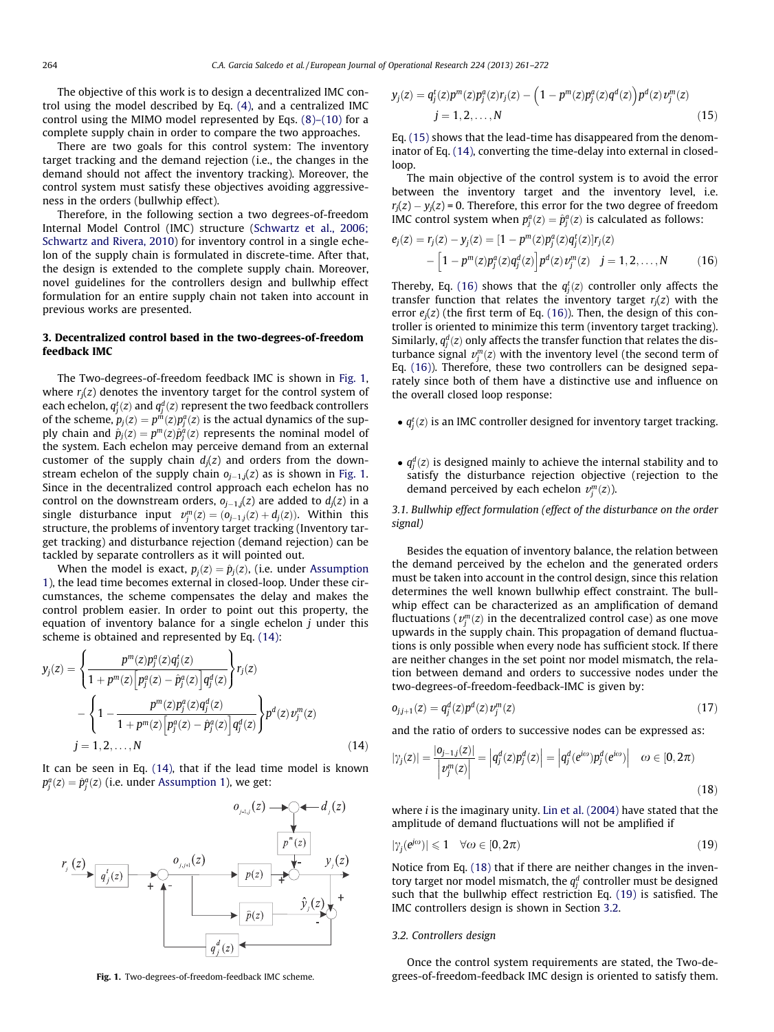The objective of this work is to design a decentralized IMC control using the model described by Eq. (4), and a centralized IMC control using the MIMO model represented by Eqs. (8)–(10) for a complete supply chain in order to compare the two approaches.

There are two goals for this control system: The inventory target tracking and the demand rejection (i.e., the changes in the demand should not affect the inventory tracking). Moreover, the control system must satisfy these objectives avoiding aggressiveness in the orders (bullwhip effect).

Therefore, in the following section a two degrees-of-freedom Internal Model Control (IMC) structure (Schwartz et al., 2006; Schwartz and Rivera, 2010) for inventory control in a single echelon of the supply chain is formulated in discrete-time. After that, the design is extended to the complete supply chain. Moreover, novel guidelines for the controllers design and bullwhip effect formulation for an entire supply chain not taken into account in previous works are presented.

## 3. Decentralized control based in the two-degrees-of-freedom feedback IMC

The Two-degrees-of-freedom feedback IMC is shown in Fig. 1, where $r_j(z)$ denotes the inventory target for the control system of each echelon, $q_j^t(z)$ and $q_j^d(z)$ represent the two feedback controllers of the scheme, $p_j(z) = p^m(z)p_j^a(z)$ is the actual dynamics of the supply chain and $\hat{p}_j(z) = p^m(z)\hat{p}_j^a(z)$ represents the nominal model of the system. Each echelon may perceive demand from an external customer of the supply chain $d_j(z)$ and orders from the downstream echelon of the supply chain $o_{j-1,j}(z)$ as is shown in Fig. 1. Since in the decentralized control approach each echelon has no control on the downstream orders, $o_{j-1,j}(z)$ are added to $d_j(z)$ in a single disturbance input $v_j^m(z) = (o_{j-1,j}(z) + d_j(z))$. Within this structure, the problems of inventory target tracking (Inventory target tracking) and disturbance rejection (demand rejection) can be tackled by separate controllers as it will pointed out.

When the model is exact, $p_j(z) = \hat{p}_j(z)$, (i.e. under Assumption 1), the lead time becomes external in closed-loop. Under these circumstances, the scheme compensates the delay and makes the control problem easier. In order to point out this property, the equation of inventory balance for a single echelon $j$ under this scheme is obtained and represented by Eq. (14):

$$y_j(z) = \left\{ \frac{p^m(z)p_j^a(z)q_j^t(z)}{1 + p^m(z)\left[p_j^a(z) - \hat{p}_j^a(z)\right]q_j^d(z)} \right\} r_j(z) - \left\{ 1 - \frac{p^m(z)p_j^a(z)q_j^d(z)}{1 + p^m(z)\left[p_j^a(z) - \hat{p}_j^a(z)\right]q_j^d(z)} \right\} p^d(z)v_j^m(z) \quad j = 1, 2, \ldots, N \tag{14}$$

It can be seen in Eq. (14), that if the lead time model is known $p_j^a(z) = \hat{p}_j^a(z)$ (i.e. under Assumption 1), we get:

Fig. 1. Two-degrees-of-freedom-feedback IMC scheme.

$$y_j(z) = q_j^t(z)p^m(z)p_j^a(z)r_j(z) - \left(1 - p^m(z)p_j^a(z)q^d(z)\right)p^d(z)v_j^m(z) \quad j = 1, 2, \ldots, N \tag{15}$$

Eq. (15) shows that the lead-time has disappeared from the denominator of Eq. (14), converting the time-delay into external in closed-loop.

The main objective of the control system is to avoid the error between the inventory target and the inventory level, i.e. $r_j(z) - y_j(z) = 0$. Therefore, this error for the two degree of freedom IMC control system when $p_j^a(z) = \hat{p}_j^a(z)$ is calculated as follows:

$$e_j(z) = r_j(z) - y_j(z) = [1 - p^m(z)p_j^a(z)q_j^t(z)]r_j(z) - \left[1 - p^m(z)p_j^a(z)q_j^d(z)\right]p^d(z)v_j^m(z) \quad j = 1, 2, \ldots, N \tag{16}$$

Thereby, Eq. (16) shows that the $q_j^t(z)$ controller only affects the transfer function that relates the inventory target $r_j(z)$ with the error $e_j(z)$ (the first term of Eq. (16)). Then, the design of this controller is oriented to minimize this term (inventory target tracking). Similarly, $q_j^d(z)$ only affects the transfer function that relates the disturbance signal $v_j^m(z)$ with the inventory level (the second term of Eq. (16)). Therefore, these two controllers can be designed separately since both of them have a distinctive use and influence on the overall closed loop response:

- $q_j^t(z)$ is an IMC controller designed for inventory target tracking.
- $q_j^d(z)$ is designed mainly to achieve the internal stability and to satisfy the disturbance rejection objective (rejection to the demand perceived by each echelon $v_j^m(z)$).

### 3.1. Bullwhip effect formulation (effect of the disturbance on the order signal)

Besides the equation of inventory balance, the relation between the demand perceived by the echelon and the generated orders must be taken into account in the control design, since this relation determines the well known bullwhip effect constraint. The bullwhip effect can be characterized as an amplification of demand fluctuations ($v_j^m(z)$ in the decentralized control case) as one move upwards in the supply chain. This propagation of demand fluctuations is only possible when every node has sufficient stock. If there are neither changes in the set point nor model mismatch, the relation between demand and orders to successive nodes under the two-degrees-of-freedom-feedback-IMC is given by:

$$o_{jj+1}(z) = q_j^d(z)p^d(z)v_j^m(z) \tag{17}$$

and the ratio of orders to successive nodes can be expressed as:

$$|\gamma_j(z)| = \frac{|o_{j-1j}(z)|}{\left|v_j^m(z)\right|} = \left|q_j^d(z)p_j^d(z)\right| = \left|q_j^d(e^{i\omega})p_j^d(e^{i\omega})\right| \quad \omega \in [0, 2\pi) \tag{18}$$

where $i$ is the imaginary unity. Lin et al. (2004) have stated that the amplitude of demand fluctuations will not be amplified if

$$|\gamma_j(e^{i\omega})| \leqslant 1 \quad \forall \omega \in [0, 2\pi) \tag{19}$$

Notice from Eq. (18) that if there are neither changes in the inventory target nor model mismatch, the $q_j^d$ controller must be designed such that the bullwhip effect restriction Eq. (19) is satisfied. The IMC controllers design is shown in Section 3.2.

### 3.2. Controllers design

Once the control system requirements are stated, the Two-degrees-of-freedom-feedback IMC design is oriented to satisfy them.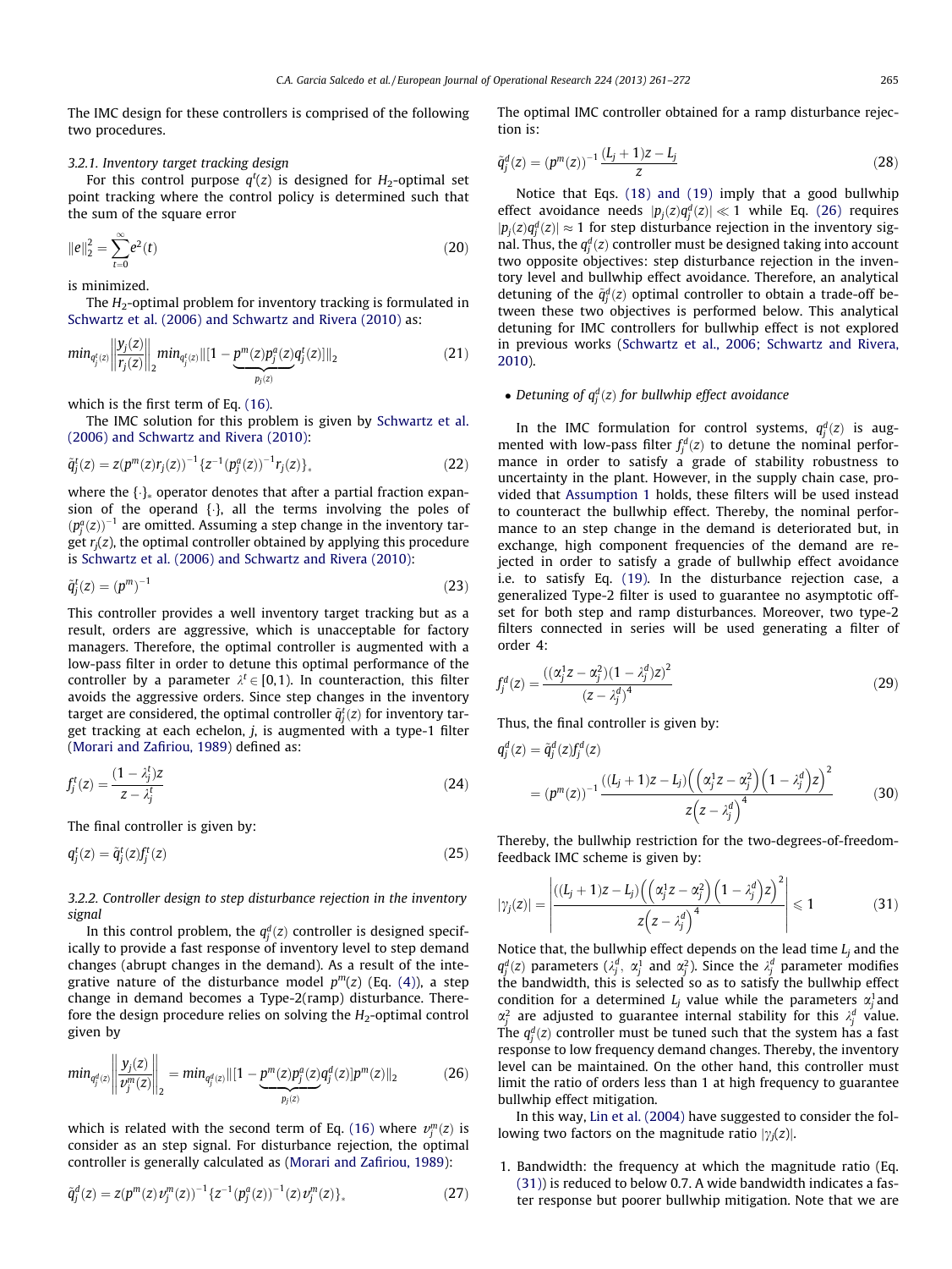The IMC design for these controllers is comprised of the following two procedures.

#### 3.2.1. Inventory target tracking design

For this control purpose $q^t(z)$ is designed for $H_2$-optimal set point tracking where the control policy is determined such that the sum of the square error

$$\|e\|_2^2 = \sum_{t=0}^{\infty} e^2(t) \tag{20}$$

is minimized.

The $H_2$-optimal problem for inventory tracking is formulated in Schwartz et al. (2006) and Schwartz and Rivera (2010) as:

$$min_{q_j^t(z)} \left\| \frac{y_j(z)}{r_j(z)} \right\|_2 min_{q_j^t(z)} \| [1 - \underbrace{p^m(z) p_j^a(z)}_{p_j(z)} q_j^t(z)] \|_2 \tag{21}$$

which is the first term of Eq. (16).

The IMC solution for this problem is given by Schwartz et al. (2006) and Schwartz and Rivera (2010):

$$\tilde{q}_j^t(z) = z(p^m(z) r_j(z))^{-1} \{ z^{-1} (p_j^a(z))^{-1} r_j(z) \}_* \tag{22}$$

where the $\{\cdot\}_*$ operator denotes that after a partial fraction expansion of the operand $\{\cdot\}$, all the terms involving the poles of $(p_j^a(z))^{-1}$ are omitted. Assuming a step change in the inventory target $r_j(z)$, the optimal controller obtained by applying this procedure is Schwartz et al. (2006) and Schwartz and Rivera (2010):

$$\tilde{q}_j^t(z) = (p^m)^{-1} \tag{23}$$

This controller provides a well inventory target tracking but as a result, orders are aggressive, which is unacceptable for factory managers. Therefore, the optimal controller is augmented with a low-pass filter in order to detune this optimal performance of the controller by a parameter $\lambda^t \in [0,1)$. In counteraction, this filter avoids the aggressive orders. Since step changes in the inventory target are considered, the optimal controller $\tilde{q}_j^t(z)$ for inventory target tracking at each echelon, $j$, is augmented with a type-1 filter (Morari and Zafiriou, 1989) defined as:

$$f_j^t(z) = \frac{(1 - \lambda_j^t) z}{z - \lambda_j^t} \tag{24}$$

The final controller is given by:

$$q_j^t(z) = \tilde{q}_j^t(z) f_j^t(z) \tag{25}$$

#### 3.2.2. Controller design to step disturbance rejection in the inventory signal

In this control problem, the $q_j^d(z)$ controller is designed specifically to provide a fast response of inventory level to step demand changes (abrupt changes in the demand). As a result of the integrative nature of the disturbance model $p^m(z)$ (Eq. (4)), a step change in demand becomes a Type-2(ramp) disturbance. Therefore the design procedure relies on solving the $H_2$-optimal control given by

$$min_{q_j^d(z)} \left\| \frac{y_j(z)}{v_j^m(z)} \right\|_2 = min_{q_j^d(z)} \| [1 - \underbrace{p^m(z) p_j^a(z)}_{p_j(z)} q_j^d(z)] p^m(z) \|_2 \tag{26}$$

which is related with the second term of Eq. (16) where $v_j^m(z)$ is consider as an step signal. For disturbance rejection, the optimal controller is generally calculated as (Morari and Zafiriou, 1989):

$$\tilde{q}_j^d(z) = z(p^m(z) v_j^m(z))^{-1} \{ z^{-1} (p_j^a(z))^{-1}(z) v_j^m(z) \}_* \tag{27}$$

The optimal IMC controller obtained for a ramp disturbance rejection is:

$$\tilde{q}_j^d(z) = (p^m(z))^{-1} \frac{(L_j + 1)z - L_j}{z} \tag{28}$$

Notice that Eqs. (18) and (19) imply that a good bullwhip effect avoidance needs $|p_j(z) q_j^d(z)| \ll 1$ while Eq. (26) requires $|p_j(z) q_j^d(z)| \approx 1$ for step disturbance rejection in the inventory signal. Thus, the $q_j^d(z)$ controller must be designed taking into account two opposite objectives: step disturbance rejection in the inventory level and bullwhip effect avoidance. Therefore, an analytical detuning of the $\tilde{q}_j^d(z)$ optimal controller to obtain a trade-off between these two objectives is performed below. This analytical detuning for IMC controllers for bullwhip effect is not explored in previous works (Schwartz et al., 2006; Schwartz and Rivera, 2010).

- *Detuning of $q_j^d(z)$ for bullwhip effect avoidance*

In the IMC formulation for control systems, $q_j^d(z)$ is augmented with low-pass filter $f_j^d(z)$ to detune the nominal performance in order to satisfy a grade of stability robustness to uncertainty in the plant. However, in the supply chain case, provided that Assumption 1 holds, these filters will be used instead to counteract the bullwhip effect. Thereby, the nominal performance to an step change in the demand is deteriorated but, in exchange, high component frequencies of the demand are rejected in order to satisfy a grade of bullwhip effect avoidance i.e. to satisfy Eq. (19). In the disturbance rejection case, a generalized Type-2 filter is used to guarantee no asymptotic offset for both step and ramp disturbances. Moreover, two type-2 filters connected in series will be used generating a filter of order 4:

$$f_j^d(z) = \frac{((\alpha_j^1 z - \alpha_j^2)(1 - \lambda_j^d) z)^2}{(z - \lambda_j^d)^4} \tag{29}$$

Thus, the final controller is given by:

$$q_j^d(z) = \tilde{q}_j^d(z) f_j^d(z) = (p^m(z))^{-1} \frac{((L_j + 1)z - L_j)\left(\left(\alpha_j^1 z - \alpha_j^2\right)\left(1 - \lambda_j^d\right) z\right)^2}{z\left(z - \lambda_j^d\right)^4} \tag{30}$$

Thereby, the bullwhip restriction for the two-degrees-of-freedom-feedback IMC scheme is given by:

$$|\gamma_j(z)| = \left| \frac{((L_j + 1)z - L_j)\left(\left(\alpha_j^1 z - \alpha_j^2\right)\left(1 - \lambda_j^d\right) z\right)^2}{z\left(z - \lambda_j^d\right)^4} \right| \leqslant 1 \tag{31}$$

Notice that, the bullwhip effect depends on the lead time $L_j$ and the $q_j^d(z)$ parameters ($\lambda_j^d$, $\alpha_j^1$ and $\alpha_j^2$). Since the $\lambda_j^d$ parameter modifies the bandwidth, this is selected so as to satisfy the bullwhip effect condition for a determined $L_j$ value while the parameters $\alpha_j^1$ and $\alpha_j^2$ are adjusted to guarantee internal stability for this $\lambda_j^d$ value. The $q_j^d(z)$ controller must be tuned such that the system has a fast response to low frequency demand changes. Thereby, the inventory level can be maintained. On the other hand, this controller must limit the ratio of orders less than 1 at high frequency to guarantee bullwhip effect mitigation.

In this way, Lin et al. (2004) have suggested to consider the following two factors on the magnitude ratio $|\gamma_j(z)|$.

1. Bandwidth: the frequency at which the magnitude ratio (Eq. (31)) is reduced to below 0.7. A wide bandwidth indicates a faster response but poorer bullwhip mitigation. Note that we are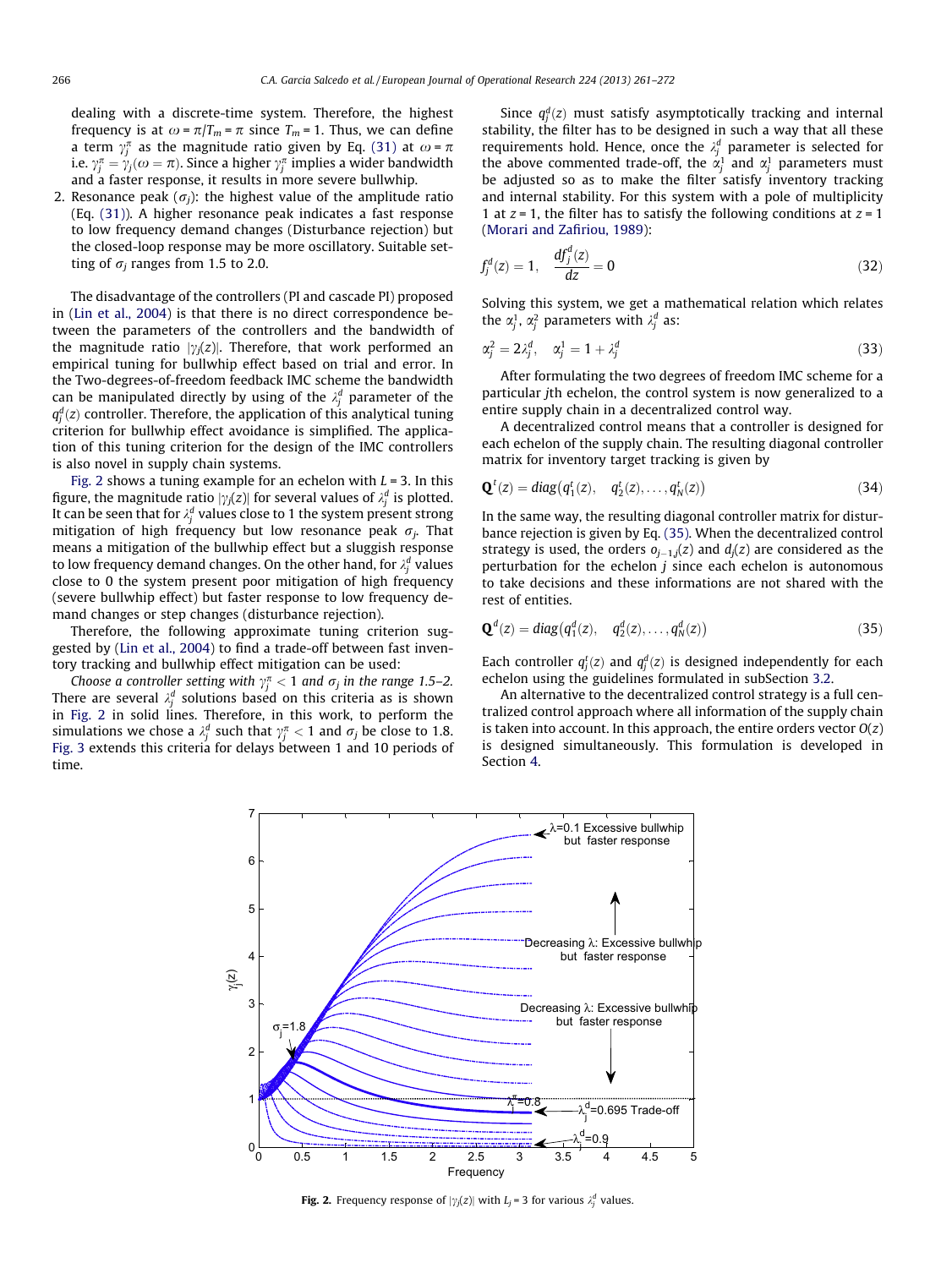dealing with a discrete-time system. Therefore, the highest frequency is at $\omega = \pi/T_m = \pi$ since $T_m = 1$. Thus, we can define a term $\gamma_j^\pi$ as the magnitude ratio given by Eq. (31) at $\omega = \pi$ i.e. $\gamma_j^\pi = \gamma_j(\omega = \pi)$. Since a higher $\gamma_j^\pi$ implies a wider bandwidth and a faster response, it results in more severe bullwhip.

2. Resonance peak ($\sigma_j$): the highest value of the amplitude ratio (Eq. (31)). A higher resonance peak indicates a fast response to low frequency demand changes (Disturbance rejection) but the closed-loop response may be more oscillatory. Suitable setting of $\sigma_j$ ranges from 1.5 to 2.0.

The disadvantage of the controllers (PI and cascade PI) proposed in (Lin et al., 2004) is that there is no direct correspondence between the parameters of the controllers and the bandwidth of the magnitude ratio $|\gamma_j(z)|$. Therefore, that work performed an empirical tuning for bullwhip effect based on trial and error. In the Two-degrees-of-freedom feedback IMC scheme the bandwidth can be manipulated directly by using of the $\lambda_j^d$ parameter of the $q_j^d(z)$ controller. Therefore, the application of this analytical tuning criterion for bullwhip effect avoidance is simplified. The application of this tuning criterion for the design of the IMC controllers is also novel in supply chain systems.

Fig. 2 shows a tuning example for an echelon with $L = 3$. In this figure, the magnitude ratio $|\gamma_j(z)|$ for several values of $\lambda_j^d$ is plotted. It can be seen that for $\lambda_j^d$ values close to 1 the system present strong mitigation of high frequency but low resonance peak $\sigma_j$. That means a mitigation of the bullwhip effect but a sluggish response to low frequency demand changes. On the other hand, for $\lambda_j^d$ values close to 0 the system present poor mitigation of high frequency (severe bullwhip effect) but faster response to low frequency demand changes or step changes (disturbance rejection).

Therefore, the following approximate tuning criterion suggested by (Lin et al., 2004) to find a trade-off between fast inventory tracking and bullwhip effect mitigation can be used:

*Choose a controller setting with $\gamma_j^\pi < 1$ and $\sigma_j$ in the range 1.5–2.* There are several $\lambda_j^d$ solutions based on this criteria as is shown in Fig. 2 in solid lines. Therefore, in this work, to perform the simulations we chose a $\lambda_j^d$ such that $\gamma_j^\pi < 1$ and $\sigma_j$ be close to 1.8. Fig. 3 extends this criteria for delays between 1 and 10 periods of time.

Since $q_j^d(z)$ must satisfy asymptotically tracking and internal stability, the filter has to be designed in such a way that all these requirements hold. Hence, once the $\lambda_j^d$ parameter is selected for the above commented trade-off, the $\alpha_j^1$ and $\alpha_j^1$ parameters must be adjusted so as to make the filter satisfy inventory tracking and internal stability. For this system with a pole of multiplicity 1 at $z = 1$, the filter has to satisfy the following conditions at $z = 1$ (Morari and Zafiriou, 1989):

$$f_j^d(z) = 1, \quad \frac{df_j^d(z)}{dz} = 0 \tag{32}$$

Solving this system, we get a mathematical relation which relates the $\alpha_j^1$, $\alpha_j^2$ parameters with $\lambda_j^d$ as:

$$\alpha_j^2 = 2\lambda_j^d, \quad \alpha_j^1 = 1 + \lambda_j^d \tag{33}$$

After formulating the two degrees of freedom IMC scheme for a particular $j$th echelon, the control system is now generalized to a entire supply chain in a decentralized control way.

A decentralized control means that a controller is designed for each echelon of the supply chain. The resulting diagonal controller matrix for inventory target tracking is given by

$$\mathbf{Q}^t(z) = diag\left(q_1^t(z), \quad q_2^t(z), \ldots, q_N^t(z)\right) \tag{34}$$

In the same way, the resulting diagonal controller matrix for disturbance rejection is given by Eq. (35). When the decentralized control strategy is used, the orders $o_{j-1,j}(z)$ and $d_j(z)$ are considered as the perturbation for the echelon $j$ since each echelon is autonomous to take decisions and these informations are not shared with the rest of entities.

$$\mathbf{Q}^d(z) = diag\left(q_1^d(z), \quad q_2^d(z), \ldots, q_N^d(z)\right) \tag{35}$$

Each controller $q_j^t(z)$ and $q_j^d(z)$ is designed independently for each echelon using the guidelines formulated in subSection 3.2.

An alternative to the decentralized control strategy is a full centralized control approach where all information of the supply chain is taken into account. In this approach, the entire orders vector $O(z)$ is designed simultaneously. This formulation is developed in Section 4.

**Fig. 2.** Frequency response of $|\gamma_j(z)|$ with $L_j = 3$ for various $\lambda_j^d$ values.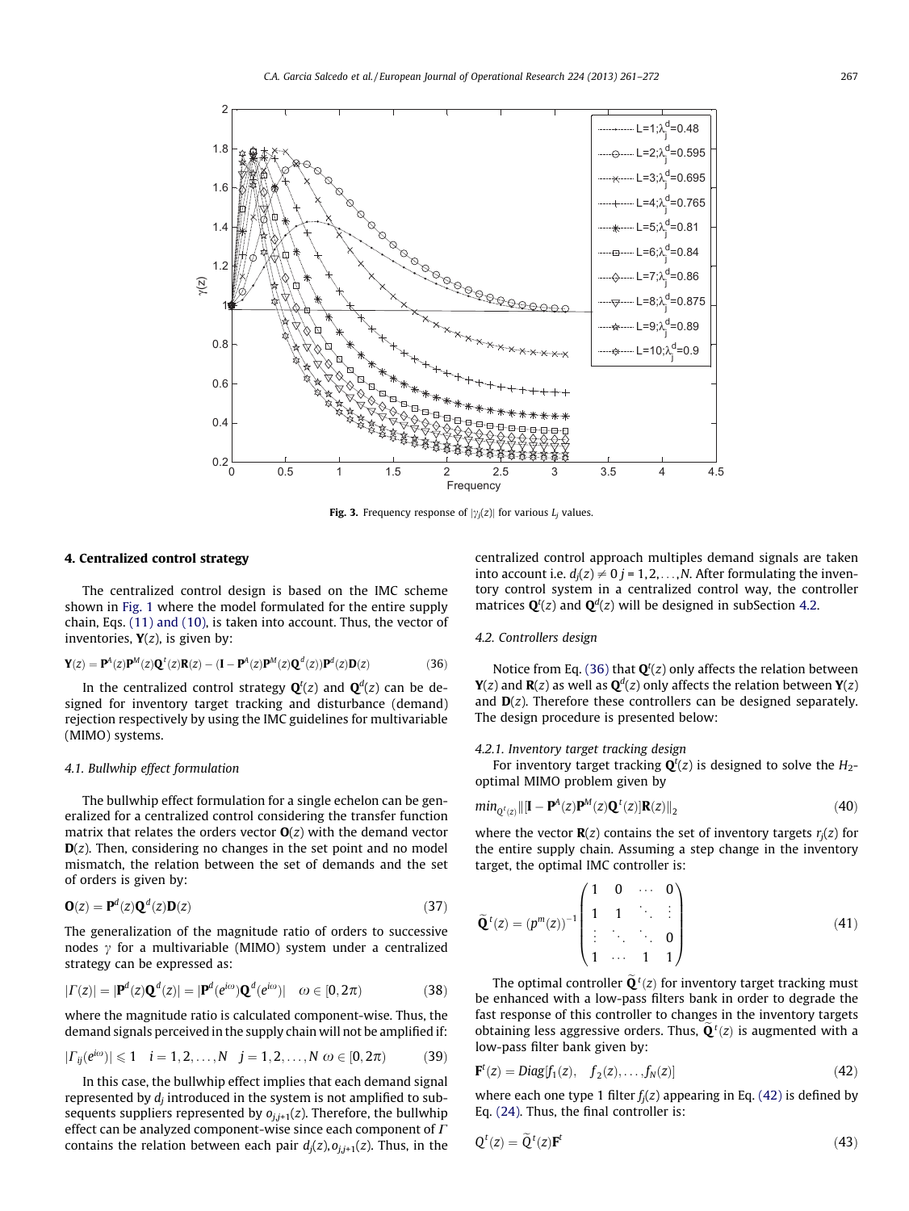Fig. 3. Frequency response of $|\gamma_j(z)|$ for various $L_j$ values.

## 4. Centralized control strategy

The centralized control design is based on the IMC scheme shown in Fig. 1 where the model formulated for the entire supply chain, Eqs. (11) and (10), is taken into account. Thus, the vector of inventories, $\mathbf{Y}(z)$, is given by:

$$\mathbf{Y}(z) = \mathbf{P}^A(z)\mathbf{P}^M(z)\mathbf{Q}^t(z)\mathbf{R}(z) - (\mathbf{I} - \mathbf{P}^A(z)\mathbf{P}^M(z)\mathbf{Q}^d(z))\mathbf{P}^d(z)\mathbf{D}(z) \quad (36)$$

In the centralized control strategy $\mathbf{Q}^t(z)$ and $\mathbf{Q}^d(z)$ can be designed for inventory target tracking and disturbance (demand) rejection respectively by using the IMC guidelines for multivariable (MIMO) systems.

### 4.1. Bullwhip effect formulation

The bullwhip effect formulation for a single echelon can be generalized for a centralized control considering the transfer function matrix that relates the orders vector $\mathbf{O}(z)$ with the demand vector $\mathbf{D}(z)$. Then, considering no changes in the set point and no model mismatch, the relation between the set of demands and the set of orders is given by:

$$\mathbf{O}(z) = \mathbf{P}^d(z)\mathbf{Q}^d(z)\mathbf{D}(z) \quad (37)$$

The generalization of the magnitude ratio of orders to successive nodes $\gamma$ for a multivariable (MIMO) system under a centralized strategy can be expressed as:

$$|\Gamma(z)| = |\mathbf{P}^d(z)\mathbf{Q}^d(z)| = |\mathbf{P}^d(e^{i\omega})\mathbf{Q}^d(e^{i\omega})| \quad \omega \in [0, 2\pi) \quad (38)$$

where the magnitude ratio is calculated component-wise. Thus, the demand signals perceived in the supply chain will not be amplified if:

$$|\Gamma_{ij}(e^{i\omega})| \leqslant 1 \quad i = 1, 2, \ldots, N \quad j = 1, 2, \ldots, N \ \omega \in [0, 2\pi) \quad (39)$$

In this case, the bullwhip effect implies that each demand signal represented by $d_j$ introduced in the system is not amplified to subsequents suppliers represented by $o_{j,j+1}(z)$. Therefore, the bullwhip effect can be analyzed component-wise since each component of $\Gamma$ contains the relation between each pair $d_j(z), o_{j,j+1}(z)$. Thus, in the centralized control approach multiples demand signals are taken into account i.e. $d_j(z) \neq 0$ $j = 1, 2, \ldots, N$. After formulating the inventory control system in a centralized control way, the controller matrices $\mathbf{Q}^t(z)$ and $\mathbf{Q}^d(z)$ will be designed in subSection 4.2.

### 4.2. Controllers design

Notice from Eq. (36) that $\mathbf{Q}^t(z)$ only affects the relation between $\mathbf{Y}(z)$ and $\mathbf{R}(z)$ as well as $\mathbf{Q}^d(z)$ only affects the relation between $\mathbf{Y}(z)$ and $\mathbf{D}(z)$. Therefore these controllers can be designed separately. The design procedure is presented below:

#### 4.2.1. Inventory target tracking design

For inventory target tracking $\mathbf{Q}^t(z)$ is designed to solve the $H_2$-optimal MIMO problem given by

$$min_{Q^t(z)} \|[\mathbf{I} - \mathbf{P}^A(z)\mathbf{P}^M(z)\mathbf{Q}^t(z)]\mathbf{R}(z)\|_2 \quad (40)$$

where the vector $\mathbf{R}(z)$ contains the set of inventory targets $r_j(z)$ for the entire supply chain. Assuming a step change in the inventory target, the optimal IMC controller is:

$$\widetilde{\mathbf{Q}}^t(z) = (p^m(z))^{-1} \begin{pmatrix} 1 & 0 & \cdots & 0 \\ 1 & 1 & \ddots & \vdots \\ \vdots & \ddots & \ddots & 0 \\ 1 & \cdots & 1 & 1 \end{pmatrix} \quad (41)$$

The optimal controller $\widetilde{\mathbf{Q}}^t(z)$ for inventory target tracking must be enhanced with a low-pass filters bank in order to degrade the fast response of this controller to changes in the inventory targets obtaining less aggressive orders. Thus, $\widetilde{\mathbf{Q}}^t(z)$ is augmented with a low-pass filter bank given by:

$$\mathbf{F}^t(z) = Diag[f_1(z), \quad f_2(z), \ldots, f_N(z)] \quad (42)$$

where each one type 1 filter $f_j(z)$ appearing in Eq. (42) is defined by Eq. (24). Thus, the final controller is:

$$Q^t(z) = \widetilde{Q}^t(z)\mathbf{F}^t \quad (43)$$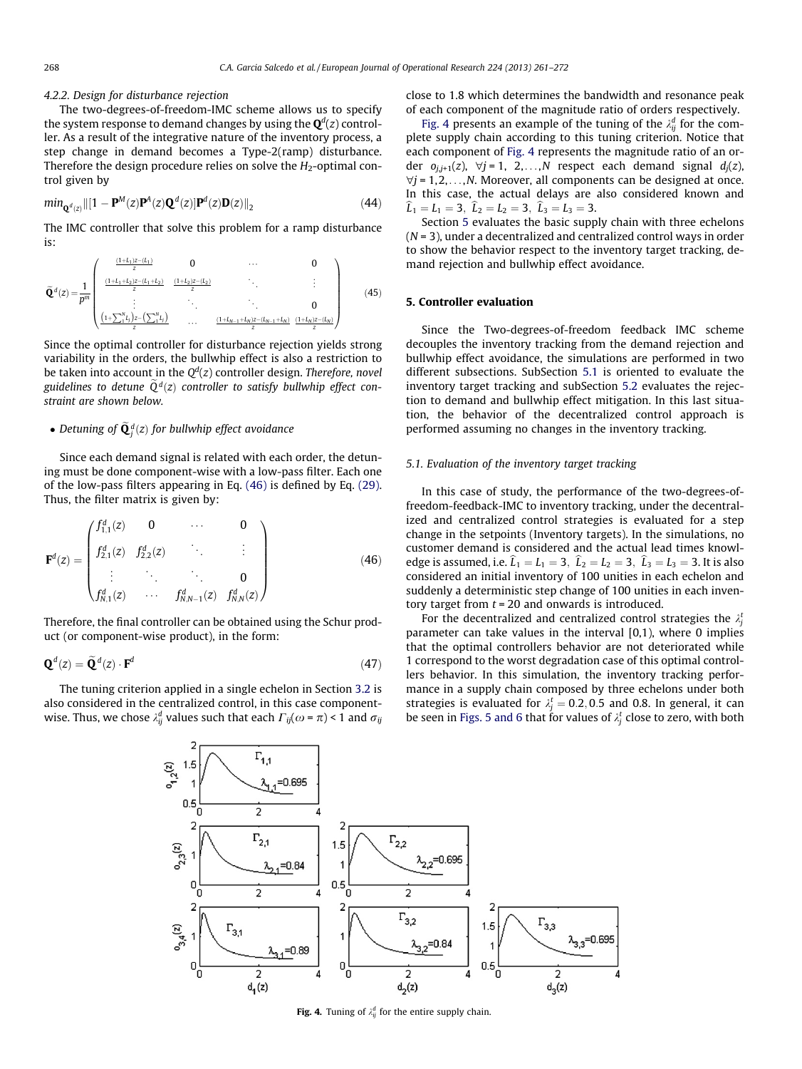#### 4.2.2. Design for disturbance rejection

The two-degrees-of-freedom-IMC scheme allows us to specify the system response to demand changes by using the $\mathbf{Q}^d(z)$ controller. As a result of the integrative nature of the inventory process, a step change in demand becomes a Type-2(ramp) disturbance. Therefore the design procedure relies on solve the $H_2$-optimal control given by

$$min_{\mathbf{Q}^d(z)} \|[1 - \mathbf{P}^M(z)\mathbf{P}^A(z)\mathbf{Q}^d(z)]\mathbf{P}^d(z)\mathbf{D}(z)\|_2 \tag{44}$$

The IMC controller that solve this problem for a ramp disturbance is:

$$\widetilde{Q}^d(z) = \frac{1}{p^m}\begin{pmatrix} \frac{(1+L_1)z-(L_1)}{z} & 0 & \cdots & 0 \\ \frac{(1+L_1+L_2)z-(L_1+L_2)}{z} & \frac{(1+L_2)z-(L_2)}{z} & \ddots & \vdots \\ \vdots & \ddots & \ddots & 0 \\ \frac{\left(1+\sum_1^N L_i\right)z-\left(\sum_1^N L_i\right)}{z} & \cdots & \frac{(1+L_{N-1}+L_N)z-(L_{N-1}+L_N)}{z} & \frac{(1+L_N)z-(L_N)}{z} \end{pmatrix} \tag{45}$$

Since the optimal controller for disturbance rejection yields strong variability in the orders, the bullwhip effect is also a restriction to be taken into account in the $Q^d(z)$ controller design. *Therefore, novel guidelines to detune $\widetilde{Q}^d(z)$ controller to satisfy bullwhip effect constraint are shown below.*

- *Detuning of $\widetilde{\mathbf{Q}}_j^d(z)$ for bullwhip effect avoidance*

Since each demand signal is related with each order, the detuning must be done component-wise with a low-pass filter. Each one of the low-pass filters appearing in Eq. (46) is defined by Eq. (29). Thus, the filter matrix is given by:

$$\mathbf{F}^d(z) = \begin{pmatrix} f_{1,1}^d(z) & 0 & \cdots & 0 \\ f_{2,1}^d(z) & f_{2,2}^d(z) & \ddots & \vdots \\ \vdots & \ddots & \ddots & 0 \\ f_{N,1}^d(z) & \cdots & f_{N,N-1}^d(z) & f_{N,N}^d(z) \end{pmatrix} \tag{46}$$

Therefore, the final controller can be obtained using the Schur product (or component-wise product), in the form:

$$\mathbf{Q}^d(z) = \widetilde{\mathbf{Q}}^d(z) \cdot \mathbf{F}^d \tag{47}$$

The tuning criterion applied in a single echelon in Section 3.2 is also considered in the centralized control, in this case component-wise. Thus, we chose $\lambda_{ij}^d$ values such that each $\Gamma_{ij}(\omega = \pi) < 1$ and $\sigma_{ij}$ close to 1.8 which determines the bandwidth and resonance peak of each component of the magnitude ratio of orders respectively.

Fig. 4 presents an example of the tuning of the $\lambda_{ij}^d$ for the complete supply chain according to this tuning criterion. Notice that each component of Fig. 4 represents the magnitude ratio of an order $o_{j,j+1}(z)$, $\forall j = 1, 2, \ldots, N$ respect each demand signal $d_j(z)$, $\forall j = 1,2,\ldots,N$. Moreover, all components can be designed at once. In this case, the actual delays are also considered known and $\widehat{L}_1 = L_1 = 3$, $\widehat{L}_2 = L_2 = 3$, $\widehat{L}_3 = L_3 = 3$.

Section 5 evaluates the basic supply chain with three echelons ($N = 3$), under a decentralized and centralized control ways in order to show the behavior respect to the inventory target tracking, demand rejection and bullwhip effect avoidance.

## 5. Controller evaluation

Since the Two-degrees-of-freedom feedback IMC scheme decouples the inventory tracking from the demand rejection and bullwhip effect avoidance, the simulations are performed in two different subsections. SubSection 5.1 is oriented to evaluate the inventory target tracking and subSection 5.2 evaluates the rejection to demand and bullwhip effect mitigation. In this last situation, the behavior of the decentralized control approach is performed assuming no changes in the inventory tracking.

### 5.1. Evaluation of the inventory target tracking

In this case of study, the performance of the two-degrees-of-freedom-feedback-IMC to inventory tracking, under the decentralized and centralized control strategies is evaluated for a step change in the setpoints (Inventory targets). In the simulations, no customer demand is considered and the actual lead times knowledge is assumed, i.e. $\widehat{L}_1 = L_1 = 3$, $\widehat{L}_2 = L_2 = 3$, $\widehat{L}_3 = L_3 = 3$. It is also considered an initial inventory of 100 unities in each echelon and suddenly a deterministic step change of 100 unities in each inventory target from $t = 20$ and onwards is introduced.

For the decentralized and centralized control strategies the $\lambda_j^t$ parameter can take values in the interval [0,1), where 0 implies that the optimal controllers behavior are not deteriorated while 1 correspond to the worst degradation case of this optimal controllers behavior. In this simulation, the inventory tracking performance in a supply chain composed by three echelons under both strategies is evaluated for $\lambda_j^t = 0.2, 0.5$ and 0.8. In general, it can be seen in Figs. 5 and 6 that for values of $\lambda_j^t$ close to zero, with both

**Fig. 4.** Tuning of $\lambda_{ij}^d$ for the entire supply chain.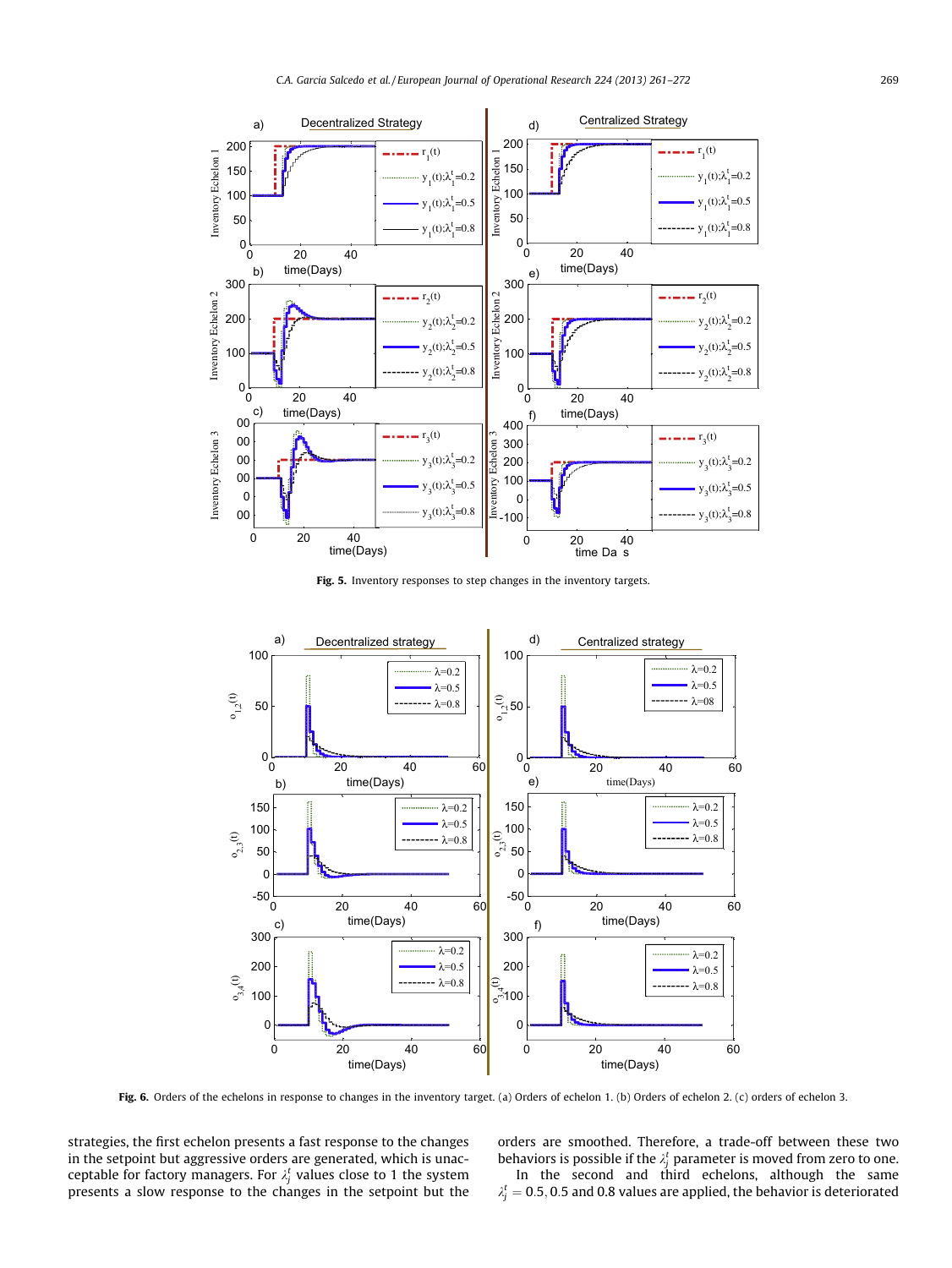Fig. 5. Inventory responses to step changes in the inventory targets.

Fig. 6. Orders of the echelons in response to changes in the inventory target. (a) Orders of echelon 1. (b) Orders of echelon 2. (c) orders of echelon 3.

strategies, the first echelon presents a fast response to the changes in the setpoint but aggressive orders are generated, which is unacceptable for factory managers. For $\lambda_j^t$ values close to 1 the system presents a slow response to the changes in the setpoint but the orders are smoothed. Therefore, a trade-off between these two behaviors is possible if the $\lambda_j^t$ parameter is moved from zero to one.

In the second and third echelons, although the same $\lambda_j^t = 0.5, 0.5$ and 0.8 values are applied, the behavior is deteriorated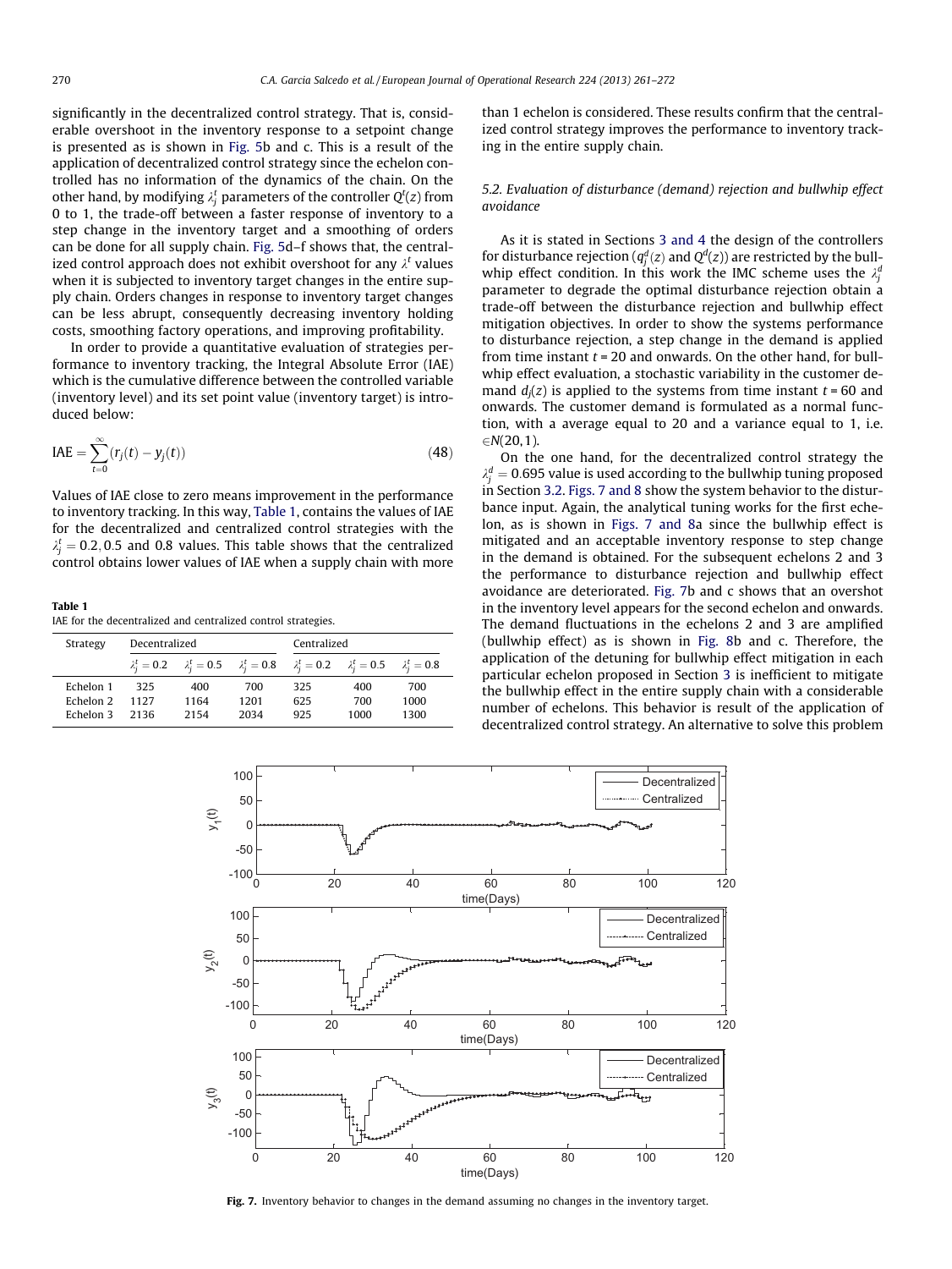significantly in the decentralized control strategy. That is, considerable overshoot in the inventory response to a setpoint change is presented as is shown in Fig. 5b and c. This is a result of the application of decentralized control strategy since the echelon controlled has no information of the dynamics of the chain. On the other hand, by modifying $\lambda_j^t$ parameters of the controller $Q^t(z)$ from 0 to 1, the trade-off between a faster response of inventory to a step change in the inventory target and a smoothing of orders can be done for all supply chain. Fig. 5d–f shows that, the centralized control approach does not exhibit overshoot for any $\lambda^t$ values when it is subjected to inventory target changes in the entire supply chain. Orders changes in response to inventory target changes can be less abrupt, consequently decreasing inventory holding costs, smoothing factory operations, and improving profitability.

In order to provide a quantitative evaluation of strategies performance to inventory tracking, the Integral Absolute Error (IAE) which is the cumulative difference between the controlled variable (inventory level) and its set point value (inventory target) is introduced below:

$$\mathrm{IAE} = \sum_{t=0}^{\infty}(r_j(t) - y_j(t)) \tag{48}$$

Values of IAE close to zero means improvement in the performance to inventory tracking. In this way, Table 1, contains the values of IAE for the decentralized and centralized control strategies with the $\lambda_j^t = 0.2, 0.5$ and $0.8$ values. This table shows that the centralized control obtains lower values of IAE when a supply chain with more than 1 echelon is considered. These results confirm that the centralized control strategy improves the performance to inventory tracking in the entire supply chain.

**Table 1**
IAE for the decentralized and centralized control strategies.

| Strategy | Decentralized | | | Centralized | | |
|---|---|---|---|---|---|---|
| | $\lambda_j^t = 0.2$ | $\lambda_j^t = 0.5$ | $\lambda_j^t = 0.8$ | $\lambda_j^t = 0.2$ | $\lambda_j^t = 0.5$ | $\lambda_j^t = 0.8$ |
| Echelon 1 | 325 | 400 | 700 | 325 | 400 | 700 |
| Echelon 2 | 1127 | 1164 | 1201 | 625 | 700 | 1000 |
| Echelon 3 | 2136 | 2154 | 2034 | 925 | 1000 | 1300 |

### 5.2. Evaluation of disturbance (demand) rejection and bullwhip effect avoidance

As it is stated in Sections 3 and 4 the design of the controllers for disturbance rejection ($q_j^d(z)$ and $Q^d(z)$) are restricted by the bullwhip effect condition. In this work the IMC scheme uses the $\lambda_j^d$ parameter to degrade the optimal disturbance rejection obtain a trade-off between the disturbance rejection and bullwhip effect mitigation objectives. In order to show the systems performance to disturbance rejection, a step change in the demand is applied from time instant $t = 20$ and onwards. On the other hand, for bullwhip effect evaluation, a stochastic variability in the customer demand $d_j(z)$ is applied to the systems from time instant $t = 60$ and onwards. The customer demand is formulated as a normal function, with a average equal to 20 and a variance equal to 1, i.e. $\in N(20,1)$.

On the one hand, for the decentralized control strategy the $\lambda_j^d = 0.695$ value is used according to the bullwhip tuning proposed in Section 3.2. Figs. 7 and 8 show the system behavior to the disturbance input. Again, the analytical tuning works for the first echelon, as is shown in Figs. 7 and 8a since the bullwhip effect is mitigated and an acceptable inventory response to step change in the demand is obtained. For the subsequent echelons 2 and 3 the performance to disturbance rejection and bullwhip effect avoidance are deteriorated. Fig. 7b and c shows that an overshot in the inventory level appears for the second echelon and onwards. The demand fluctuations in the echelons 2 and 3 are amplified (bullwhip effect) as is shown in Fig. 8b and c. Therefore, the application of the detuning for bullwhip effect mitigation in each particular echelon proposed in Section 3 is inefficient to mitigate the bullwhip effect in the entire supply chain with a considerable number of echelons. This behavior is result of the application of decentralized control strategy. An alternative to solve this problem

**Fig. 7.** Inventory behavior to changes in the demand assuming no changes in the inventory target.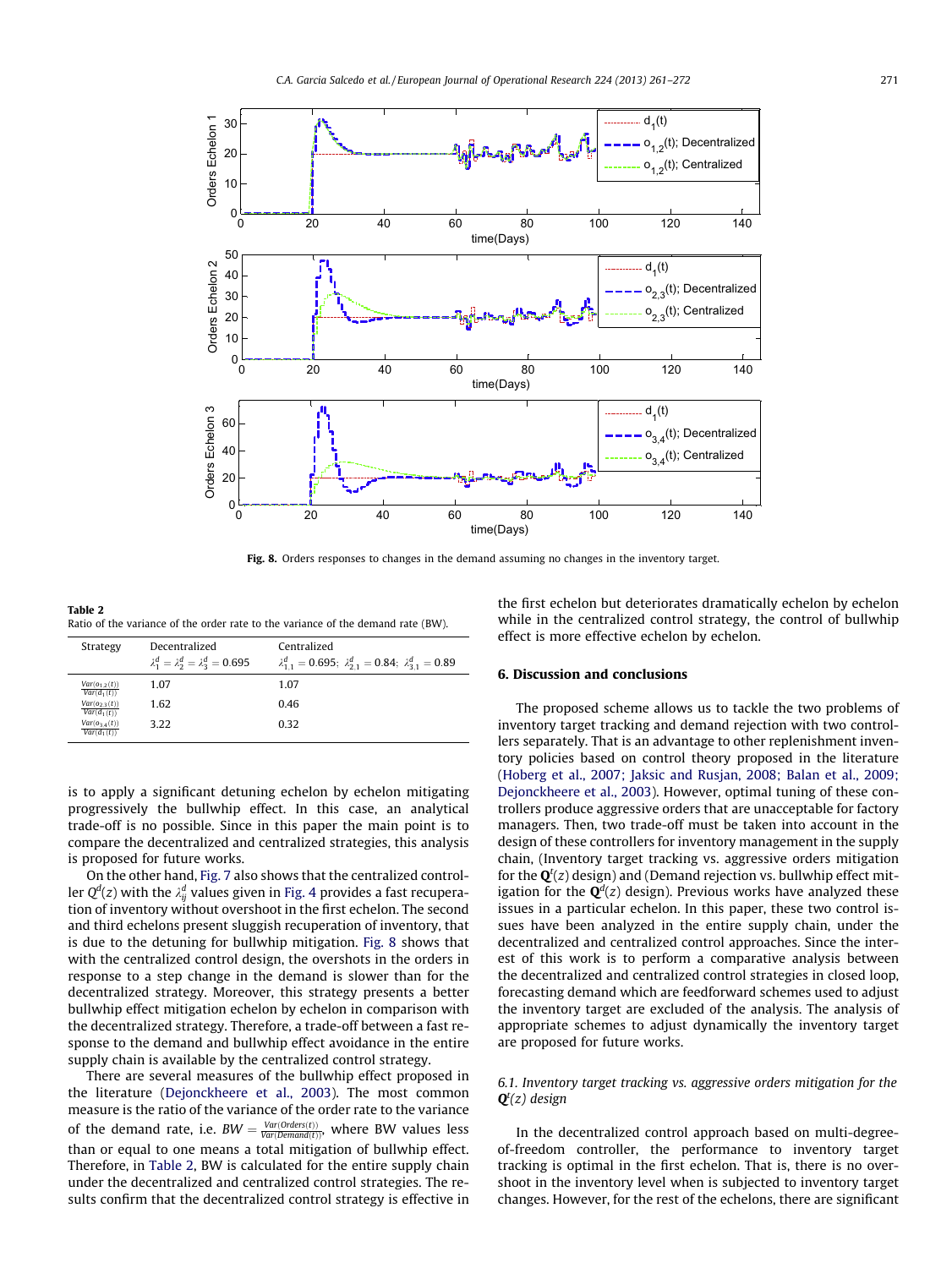Fig. 8. Orders responses to changes in the demand assuming no changes in the inventory target.

**Table 2**
Ratio of the variance of the order rate to the variance of the demand rate (BW).

| Strategy | Decentralized $\lambda_1^d = \lambda_2^d = \lambda_3^d = 0.695$ | Centralized $\lambda_{1,1}^d = 0.695;\ \lambda_{2,1}^d = 0.84;\ \lambda_{3,1}^d = 0.89$ |
|---|---|---|
| $\frac{Var(o_{1,2}(t))}{Var(d_1(t))}$ | 1.07 | 1.07 |
| $\frac{Var(o_{2,3}(t))}{Var(d_1(t))}$ | 1.62 | 0.46 |
| $\frac{Var(o_{3,4}(t))}{Var(d_1(t))}$ | 3.22 | 0.32 |

is to apply a significant detuning echelon by echelon mitigating progressively the bullwhip effect. In this case, an analytical trade-off is no possible. Since in this paper the main point is to compare the decentralized and centralized strategies, this analysis is proposed for future works.

On the other hand, Fig. 7 also shows that the centralized controller $Q_c^d(z)$ with the $\lambda_{ij}^d$ values given in Fig. 4 provides a fast recuperation of inventory without overshoot in the first echelon. The second and third echelons present sluggish recuperation of inventory, that is due to the detuning for bullwhip mitigation. Fig. 8 shows that with the centralized control design, the overshots in the orders in response to a step change in the demand is slower than for the decentralized strategy. Moreover, this strategy presents a better bullwhip effect mitigation echelon by echelon in comparison with the decentralized strategy. Therefore, a trade-off between a fast response to the demand and bullwhip effect avoidance in the entire supply chain is available by the centralized control strategy.

There are several measures of the bullwhip effect proposed in the literature (Dejonckheere et al., 2003). The most common measure is the ratio of the variance of the order rate to the variance of the demand rate, i.e. $BW = \frac{Var(Orders(t))}{Var(Demand(t))}$, where BW values less than or equal to one means a total mitigation of bullwhip effect. Therefore, in Table 2, BW is calculated for the entire supply chain under the decentralized and centralized control strategies. The results confirm that the decentralized control strategy is effective in the first echelon but deteriorates dramatically echelon by echelon while in the centralized control strategy, the control of bullwhip effect is more effective echelon by echelon.

## 6. Discussion and conclusions

The proposed scheme allows us to tackle the two problems of inventory target tracking and demand rejection with two controllers separately. That is an advantage to other replenishment inventory policies based on control theory proposed in the literature (Hoberg et al., 2007; Jaksic and Rusjan, 2008; Balan et al., 2009; Dejonckheere et al., 2003). However, optimal tuning of these controllers produce aggressive orders that are unacceptable for factory managers. Then, two trade-off must be taken into account in the design of these controllers for inventory management in the supply chain, (Inventory target tracking vs. aggressive orders mitigation for the $\mathbf{Q}^t(z)$ design) and (Demand rejection vs. bullwhip effect mitigation for the $\mathbf{Q}^d(z)$ design). Previous works have analyzed these issues in a particular echelon. In this paper, these two control issues have been analyzed in the entire supply chain, under the decentralized and centralized control approaches. Since the interest of this work is to perform a comparative analysis between the decentralized and centralized control strategies in closed loop, forecasting demand which are feedforward schemes used to adjust the inventory target are excluded of the analysis. The analysis of appropriate schemes to adjust dynamically the inventory target are proposed for future works.

### 6.1. Inventory target tracking vs. aggressive orders mitigation for the $\mathbf{Q}^t(z)$ design

In the decentralized control approach based on multi-degree-of-freedom controller, the performance to inventory target tracking is optimal in the first echelon. That is, there is no overshoot in the inventory level when is subjected to inventory target changes. However, for the rest of the echelons, there are significant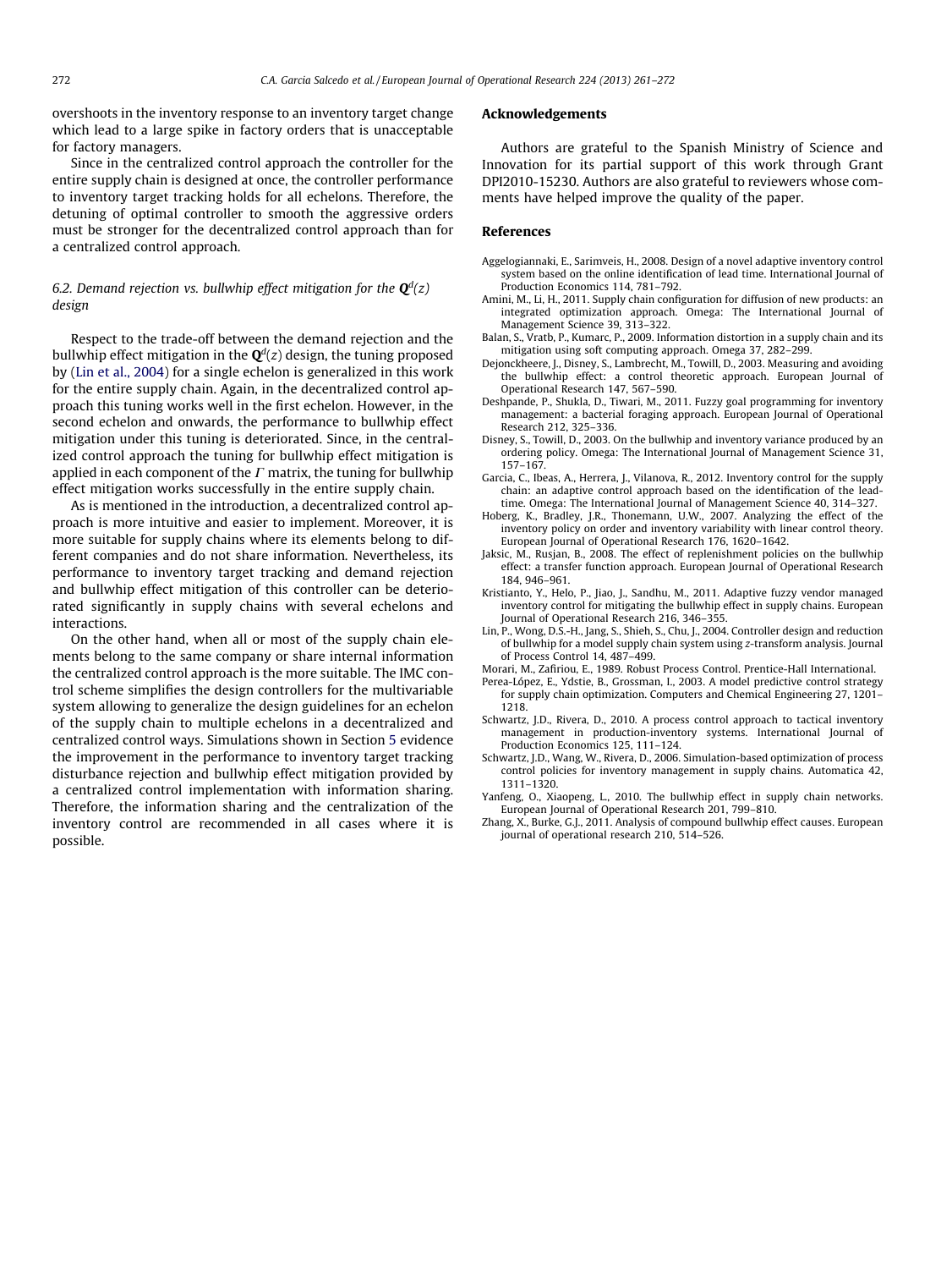overshoots in the inventory response to an inventory target change which lead to a large spike in factory orders that is unacceptable for factory managers.

Since in the centralized control approach the controller for the entire supply chain is designed at once, the controller performance to inventory target tracking holds for all echelons. Therefore, the detuning of optimal controller to smooth the aggressive orders must be stronger for the decentralized control approach than for a centralized control approach.

### 6.2. Demand rejection vs. bullwhip effect mitigation for the $\mathbf{Q}^d(z)$ design

Respect to the trade-off between the demand rejection and the bullwhip effect mitigation in the $\mathbf{Q}^d(z)$ design, the tuning proposed by (Lin et al., 2004) for a single echelon is generalized in this work for the entire supply chain. Again, in the decentralized control approach this tuning works well in the first echelon. However, in the second echelon and onwards, the performance to bullwhip effect mitigation under this tuning is deteriorated. Since, in the centralized control approach the tuning for bullwhip effect mitigation is applied in each component of the $\Gamma$ matrix, the tuning for bullwhip effect mitigation works successfully in the entire supply chain.

As is mentioned in the introduction, a decentralized control approach is more intuitive and easier to implement. Moreover, it is more suitable for supply chains where its elements belong to different companies and do not share information. Nevertheless, its performance to inventory target tracking and demand rejection and bullwhip effect mitigation of this controller can be deteriorated significantly in supply chains with several echelons and interactions.

On the other hand, when all or most of the supply chain elements belong to the same company or share internal information the centralized control approach is the more suitable. The IMC control scheme simplifies the design controllers for the multivariable system allowing to generalize the design guidelines for an echelon of the supply chain to multiple echelons in a decentralized and centralized control ways. Simulations shown in Section 5 evidence the improvement in the performance to inventory target tracking disturbance rejection and bullwhip effect mitigation provided by a centralized control implementation with information sharing. Therefore, the information sharing and the centralization of the inventory control are recommended in all cases where it is possible.

## Acknowledgements

Authors are grateful to the Spanish Ministry of Science and Innovation for its partial support of this work through Grant DPI2010-15230. Authors are also grateful to reviewers whose comments have helped improve the quality of the paper.

## References

Aggelogiannaki, E., Sarimveis, H., 2008. Design of a novel adaptive inventory control system based on the online identification of lead time. International Journal of Production Economics 114, 781–792.

Amini, M., Li, H., 2011. Supply chain configuration for diffusion of new products: an integrated optimization approach. Omega: The International Journal of Management Science 39, 313–322.

Balan, S., Vratb, P., Kumarc, P., 2009. Information distortion in a supply chain and its mitigation using soft computing approach. Omega 37, 282–299.

Dejonckheere, J., Disney, S., Lambrecht, M., Towill, D., 2003. Measuring and avoiding the bullwhip effect: a control theoretic approach. European Journal of Operational Research 147, 567–590.

Deshpande, P., Shukla, D., Tiwari, M., 2011. Fuzzy goal programming for inventory management: a bacterial foraging approach. European Journal of Operational Research 212, 325–336.

Disney, S., Towill, D., 2003. On the bullwhip and inventory variance produced by an ordering policy. Omega: The International Journal of Management Science 31, 157–167.

Garcia, C., Ibeas, A., Herrera, J., Vilanova, R., 2012. Inventory control for the supply chain: an adaptive control approach based on the identification of the lead-time. Omega: The International Journal of Management Science 40, 314–327.

Hoberg, K., Bradley, J.R., Thonemann, U.W., 2007. Analyzing the effect of the inventory policy on order and inventory variability with linear control theory. European Journal of Operational Research 176, 1620–1642.

Jaksic, M., Rusjan, B., 2008. The effect of replenishment policies on the bullwhip effect: a transfer function approach. European Journal of Operational Research 184, 946–961.

Kristianto, Y., Helo, P., Jiao, J., Sandhu, M., 2011. Adaptive fuzzy vendor managed inventory control for mitigating the bullwhip effect in supply chains. European Journal of Operational Research 216, 346–355.

Lin, P., Wong, D.S.-H., Jang, S., Shieh, S., Chu, J., 2004. Controller design and reduction of bullwhip for a model supply chain system using z-transform analysis. Journal of Process Control 14, 487–499.

Morari, M., Zafiriou, E., 1989. Robust Process Control. Prentice-Hall International.

Perea-López, E., Ydstie, B., Grossman, I., 2003. A model predictive control strategy for supply chain optimization. Computers and Chemical Engineering 27, 1201–1218.

Schwartz, J.D., Rivera, D., 2010. A process control approach to tactical inventory management in production-inventory systems. International Journal of Production Economics 125, 111–124.

Schwartz, J.D., Wang, W., Rivera, D., 2006. Simulation-based optimization of process control policies for inventory management in supply chains. Automatica 42, 1311–1320.

Yanfeng, O., Xiaopeng, L., 2010. The bullwhip effect in supply chain networks. European Journal of Operational Research 201, 799–810.

Zhang, X., Burke, G.J., 2011. Analysis of compound bullwhip effect causes. European journal of operational research 210, 514–526.